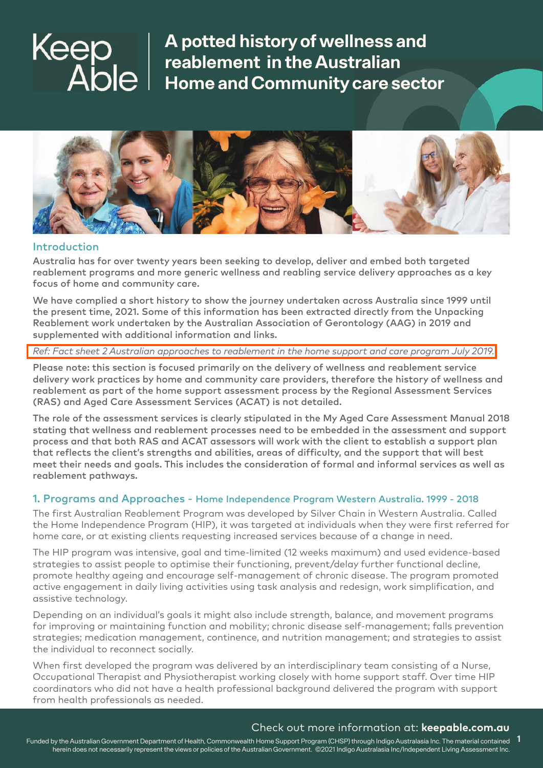# A potted history of wellness and reablement in the Australian Home and Community care sector

## Introduction

Australia has for over twenty years been seeking to develop, deliver and embed both targeted reablement programs and more generic wellness and reabling service delivery approaches as a key focus of home and community care.

We have complied a short history to show the journey undertaken across Australia since 1999 until the present time, 2021. Some of this information has been extracted directly from the Unpacking Reablement work undertaken by the Australian Association of Gerontology (AAG) in 2019 and supplemented with additional information and links.

*Ref: Fact sheet 2 Australian approaches to reablement in the home support and care program July 2019.*

Please note: this section is focused primarily on the delivery of wellness and reablement service delivery work practices by home and community care providers, therefore the history of wellness and reablement as part of the home support assessment process by the Regional Assessment Services (RAS) and Aged Care Assessment Services (ACAT) is not detailed.

The role of the assessment services is clearly stipulated in the My Aged Care Assessment Manual 2018 stating that wellness and reablement processes need to be embedded in the assessment and support process and that both RAS and ACAT assessors will work with the client to establish a support plan that reflects the client's strengths and abilities, areas of difficulty, and the support that will best meet their needs and goals. This includes the consideration of formal and informal services as well as reablement pathways.

## 1. Programs and Approaches - Home Independence Program Western Australia. 1999 - 2018

The first Australian Reablement Program was developed by Silver Chain in Western Australia. Called the Home Independence Program (HIP), it was targeted at individuals when they were first referred for home care, or at existing clients requesting increased services because of a change in need.

The HIP program was intensive, goal and time-limited (12 weeks maximum) and used evidence-based strategies to assist people to optimise their functioning, prevent/delay further functional decline, promote healthy ageing and encourage self-management of chronic disease. The program promoted active engagement in daily living activities using task analysis and redesign, work simplification, and assistive technology.

Depending on an individual's goals it might also include strength, balance, and movement programs for improving or maintaining function and mobility; chronic disease self-management; falls prevention strategies; medication management, continence, and nutrition management; and strategies to assist the individual to reconnect socially.

When first developed the program was delivered by an interdisciplinary team consisting of a Nurse, Occupational Therapist and Physiotherapist working closely with home support staff. Over time HIP coordinators who did not have a health professional background delivered the program with support from health professionals as needed.

Check out more information at: **keepable.com.au**

Funded by the Australian Government Department of Health, Commonwealth Home Support Program (CHSP) through Indigo Australasia Inc. The material contained herein does not necessarily represent the views or policies of the Australian Government. ©2021 Indigo Australasia Inc/Independent Living Assessment Inc.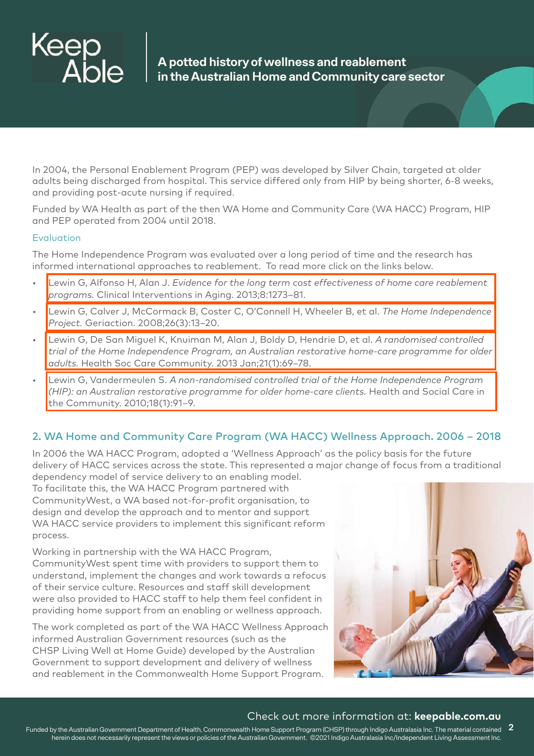In 2004, the Personal Enablement Program (PEP) was developed by Silver Chain, targeted at older adults being discharged from hospital. This service differed only from HIP by being shorter, 6-8 weeks, and providing post-acute nursing if required.

Funded by WA Health as part of the then WA Home and Community Care (WA HACC) Program, HIP and PEP operated from 2004 until 2018.

### Evaluation

The Home Independence Program was evaluated over a long period of time and the research has informed international approaches to reablement. To read more click on the links below.

- Lewin G, Alfonso H, Alan J. *Evidence for the long term cost effectiveness of home care reablement programs.* Clinical Interventions in Aging. 2013;8:1273–81.
- Lewin G, Calver J, McCormack B, Coster C, O'Connell H, Wheeler B, et al. *The Home Independence Project.* Geriaction. 2008;26(3):13–20.
- Lewin G, De San Miguel K, Knuiman M, Alan J, Boldy D, Hendrie D, et al. *A randomised controlled trial of the Home Independence Program, an Australian restorative home-care programme for older adults.* Health Soc Care Community. 2013 Jan;21(1):69–78.
- Lewin G, Vandermeulen S. *A non-randomised controlled trial of the Home Independence Program (HIP): an Australian restorative programme for older home-care clients.* Health and Social Care in the Community. 2010;18(1):91–9.

## 2. WA Home and Community Care Program (WA HACC) Wellness Approach. 2006 – 2018

In 2006 the WA HACC Program, adopted a 'Wellness Approach' as the policy basis for the future delivery of HACC services across the state. This represented a major change of focus from a traditional dependency model of service delivery to an enabling model. To facilitate this, the WA HACC Program partnered with CommunityWest, a WA based not-for-profit organisation, to design and develop the approach and to mentor and support WA HACC service providers to implement this significant reform process.

Working in partnership with the WA HACC Program, CommunityWest spent time with providers to support them to understand, implement the changes and work towards a refocus of their service culture. Resources and staff skill development were also provided to HACC staff to help them feel confident in providing home support from an enabling or wellness approach.

The work completed as part of the WA HACC Wellness Approach informed Australian Government resources (such as the CHSP Living Well at Home Guide) developed by the Australian Government to support development and delivery of wellness and reablement in the Commonwealth Home Support Program.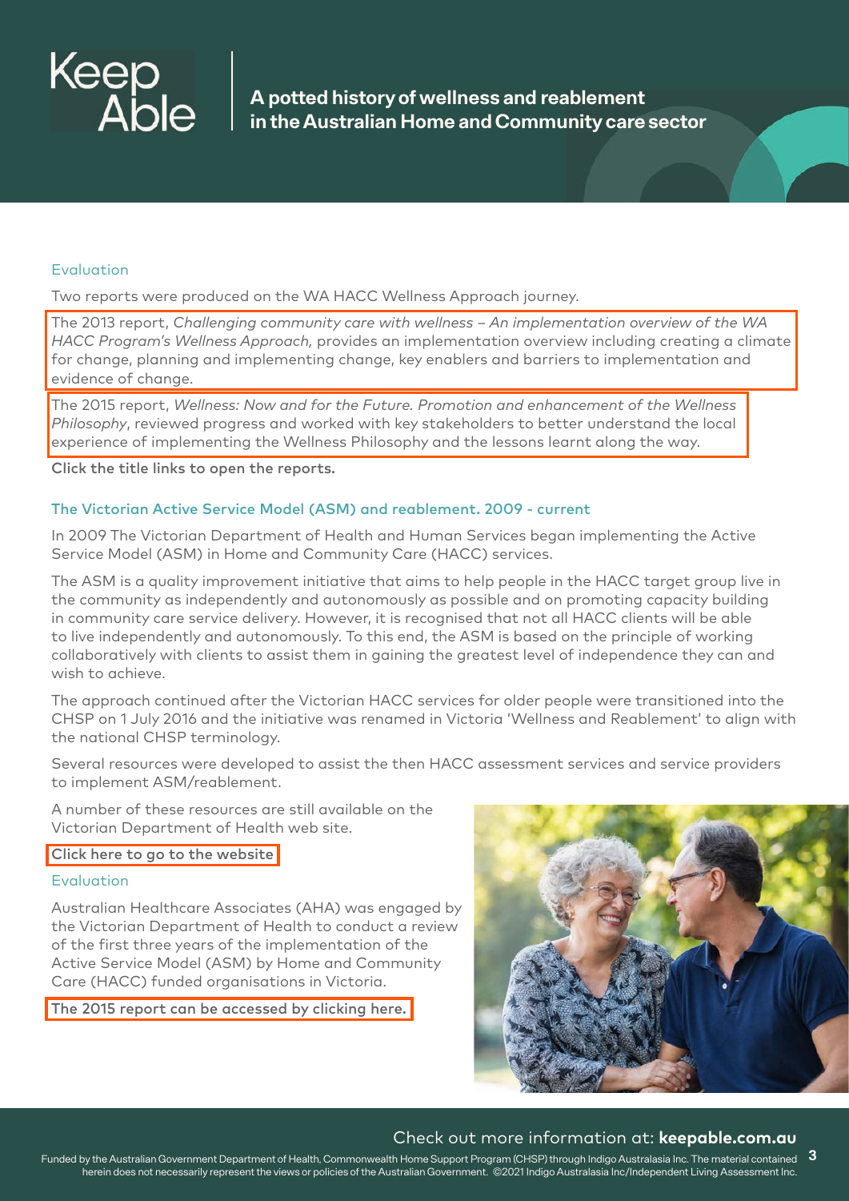### Evaluation

Two reports were produced on the WA HACC Wellness Approach journey.

The 2013 report, *Challenging community care with wellness – An implementation overview of the WA HACC Program's Wellness Approach,* provides an implementation overview including creating a climate for change, planning and implementing change, key enablers and barriers to implementation and evidence of change.

The 2015 report, *Wellness: Now and for the Future. Promotion and enhancement of the Wellness Philosophy*, reviewed progress and worked with key stakeholders to better understand the local experience of implementing the Wellness Philosophy and the lessons learnt along the way.

**Click the title links to open the reports.**

## The Victorian Active Service Model (ASM) and reablement. 2009 - current

In 2009 The Victorian Department of Health and Human Services began implementing the Active Service Model (ASM) in Home and Community Care (HACC) services.

The ASM is a quality improvement initiative that aims to help people in the HACC target group live in the community as independently and autonomously as possible and on promoting capacity building in community care service delivery. However, it is recognised that not all HACC clients will be able to live independently and autonomously. To this end, the ASM is based on the principle of working collaboratively with clients to assist them in gaining the greatest level of independence they can and wish to achieve.

The approach continued after the Victorian HACC services for older people were transitioned into the CHSP on 1 July 2016 and the initiative was renamed in Victoria 'Wellness and Reablement' to align with the national CHSP terminology.

Several resources were developed to assist the then HACC assessment services and service providers to implement ASM/reablement.

A number of these resources are still available on the Victorian Department of Health web site.

Click here to go to the website

### Evaluation

Australian Healthcare Associates (AHA) was engaged by the Victorian Department of Health to conduct a review of the first three years of the implementation of the Active Service Model (ASM) by Home and Community Care (HACC) funded organisations in Victoria.

The 2015 report can be accessed by clicking here.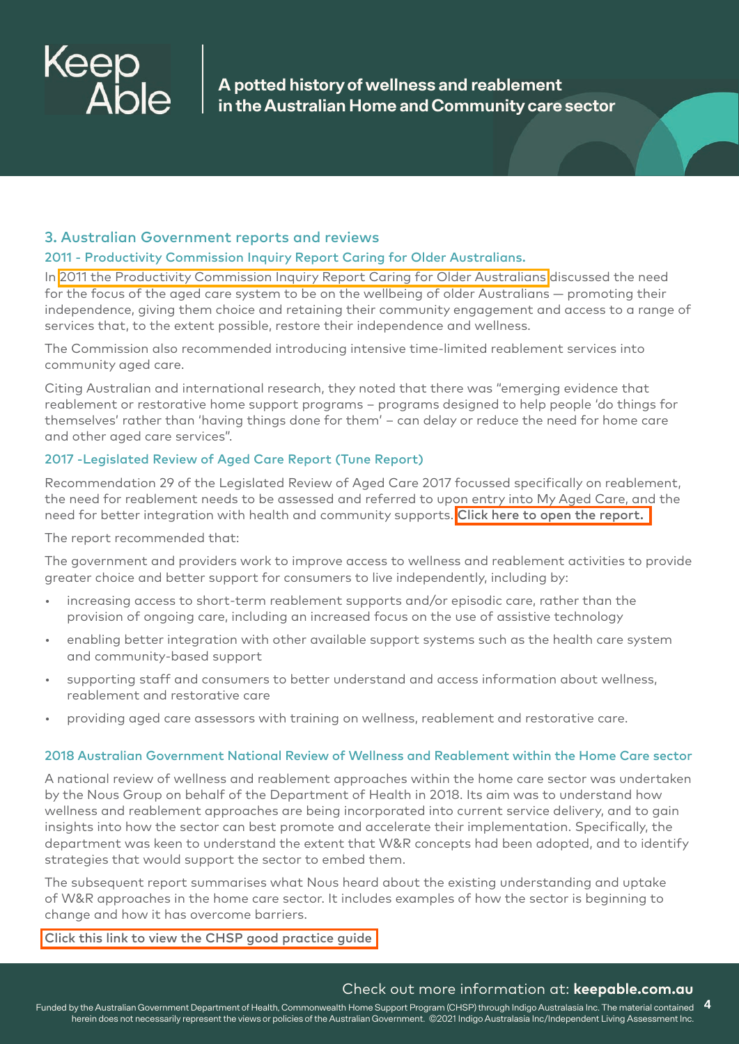## 3. Australian Government reports and reviews

### 2011 - Productivity Commission Inquiry Report Caring for Older Australians.

In 2011 the Productivity Commission Inquiry Report Caring for Older Australians discussed the need for the focus of the aged care system to be on the wellbeing of older Australians — promoting their independence, giving them choice and retaining their community engagement and access to a range of services that, to the extent possible, restore their independence and wellness.

The Commission also recommended introducing intensive time-limited reablement services into community aged care.

Citing Australian and international research, they noted that there was "emerging evidence that reablement or restorative home support programs – programs designed to help people 'do things for themselves' rather than 'having things done for them' – can delay or reduce the need for home care and other aged care services".

### 2017 -Legislated Review of Aged Care Report (Tune Report)

Recommendation 29 of the Legislated Review of Aged Care 2017 focussed specifically on reablement, the need for reablement needs to be assessed and referred to upon entry into My Aged Care, and the need for better integration with health and community supports. Click here to open the report.

The report recommended that:

The government and providers work to improve access to wellness and reablement activities to provide greater choice and better support for consumers to live independently, including by:

- increasing access to short-term reablement supports and/or episodic care, rather than the provision of ongoing care, including an increased focus on the use of assistive technology
- enabling better integration with other available support systems such as the health care system and community-based support
- supporting staff and consumers to better understand and access information about wellness, reablement and restorative care
- providing aged care assessors with training on wellness, reablement and restorative care.

### 2018 Australian Government National Review of Wellness and Reablement within the Home Care sector

A national review of wellness and reablement approaches within the home care sector was undertaken by the Nous Group on behalf of the Department of Health in 2018. Its aim was to understand how wellness and reablement approaches are being incorporated into current service delivery, and to gain insights into how the sector can best promote and accelerate their implementation. Specifically, the department was keen to understand the extent that W&R concepts had been adopted, and to identify strategies that would support the sector to embed them.

The subsequent report summarises what Nous heard about the existing understanding and uptake of W&R approaches in the home care sector. It includes examples of how the sector is beginning to change and how it has overcome barriers.

Click this link to view the CHSP good practice guide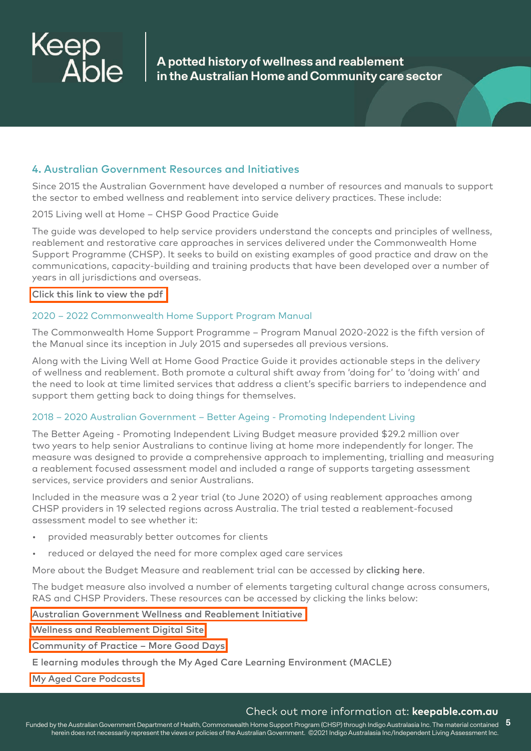## 4. Australian Government Resources and Initiatives

Since 2015 the Australian Government have developed a number of resources and manuals to support the sector to embed wellness and reablement into service delivery practices. These include:

2015 Living well at Home – CHSP Good Practice Guide

The guide was developed to help service providers understand the concepts and principles of wellness, reablement and restorative care approaches in services delivered under the Commonwealth Home Support Programme (CHSP). It seeks to build on existing examples of good practice and draw on the communications, capacity-building and training products that have been developed over a number of years in all jurisdictions and overseas.

Click this link to view the pdf

### 2020 – 2022 Commonwealth Home Support Program Manual

The Commonwealth Home Support Programme – Program Manual 2020-2022 is the fifth version of the Manual since its inception in July 2015 and supersedes all previous versions.

Along with the Living Well at Home Good Practice Guide it provides actionable steps in the delivery of wellness and reablement. Both promote a cultural shift away from 'doing for' to 'doing with' and the need to look at time limited services that address a client's specific barriers to independence and support them getting back to doing things for themselves.

### 2018 – 2020 Australian Government – Better Ageing - Promoting Independent Living

The Better Ageing - Promoting Independent Living Budget measure provided $29.2 million over two years to help senior Australians to continue living at home more independently for longer. The measure was designed to provide a comprehensive approach to implementing, trialling and measuring a reablement focused assessment model and included a range of supports targeting assessment services, service providers and senior Australians.

Included in the measure was a 2 year trial (to June 2020) of using reablement approaches among CHSP providers in 19 selected regions across Australia. The trial tested a reablement-focused assessment model to see whether it:

- provided measurably better outcomes for clients
- reduced or delayed the need for more complex aged care services

More about the Budget Measure and reablement trial can be accessed by clicking here.

The budget measure also involved a number of elements targeting cultural change across consumers, RAS and CHSP Providers. These resources can be accessed by clicking the links below:

Australian Government Wellness and Reablement Initiative

Wellness and Reablement Digital Site

Community of Practice – More Good Days

E learning modules through the My Aged Care Learning Environment (MACLE)

My Aged Care Podcasts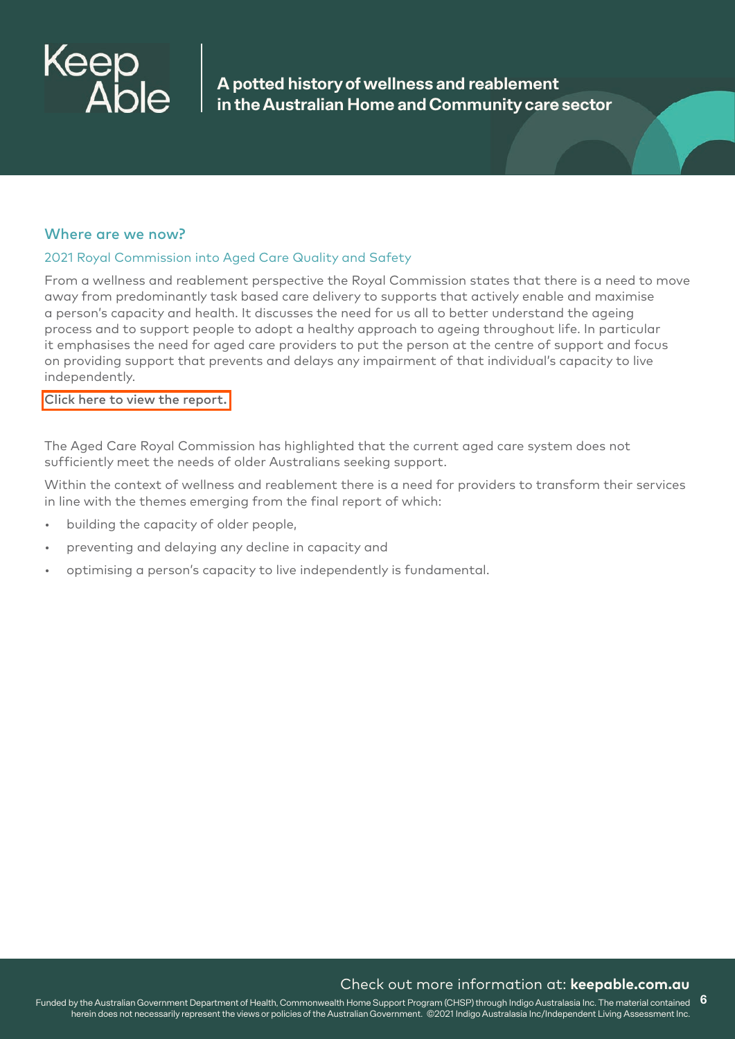## Where are we now?

### 2021 Royal Commission into Aged Care Quality and Safety

From a wellness and reablement perspective the Royal Commission states that there is a need to move away from predominantly task based care delivery to supports that actively enable and maximise a person's capacity and health. It discusses the need for us all to better understand the ageing process and to support people to adopt a healthy approach to ageing throughout life. In particular it emphasises the need for aged care providers to put the person at the centre of support and focus on providing support that prevents and delays any impairment of that individual's capacity to live independently.

Click here to view the report.

The Aged Care Royal Commission has highlighted that the current aged care system does not sufficiently meet the needs of older Australians seeking support.

Within the context of wellness and reablement there is a need for providers to transform their services in line with the themes emerging from the final report of which:

- building the capacity of older people,
- preventing and delaying any decline in capacity and
- optimising a person's capacity to live independently is fundamental.

Check out more information at: **keepable.com.au**

Funded by the Australian Government Department of Health, Commonwealth Home Support Program (CHSP) through Indigo Australasia Inc. The material contained herein does not necessarily represent the views or policies of the Australian Government. ©2021 Indigo Australasia Inc/Independent Living Assessment Inc.